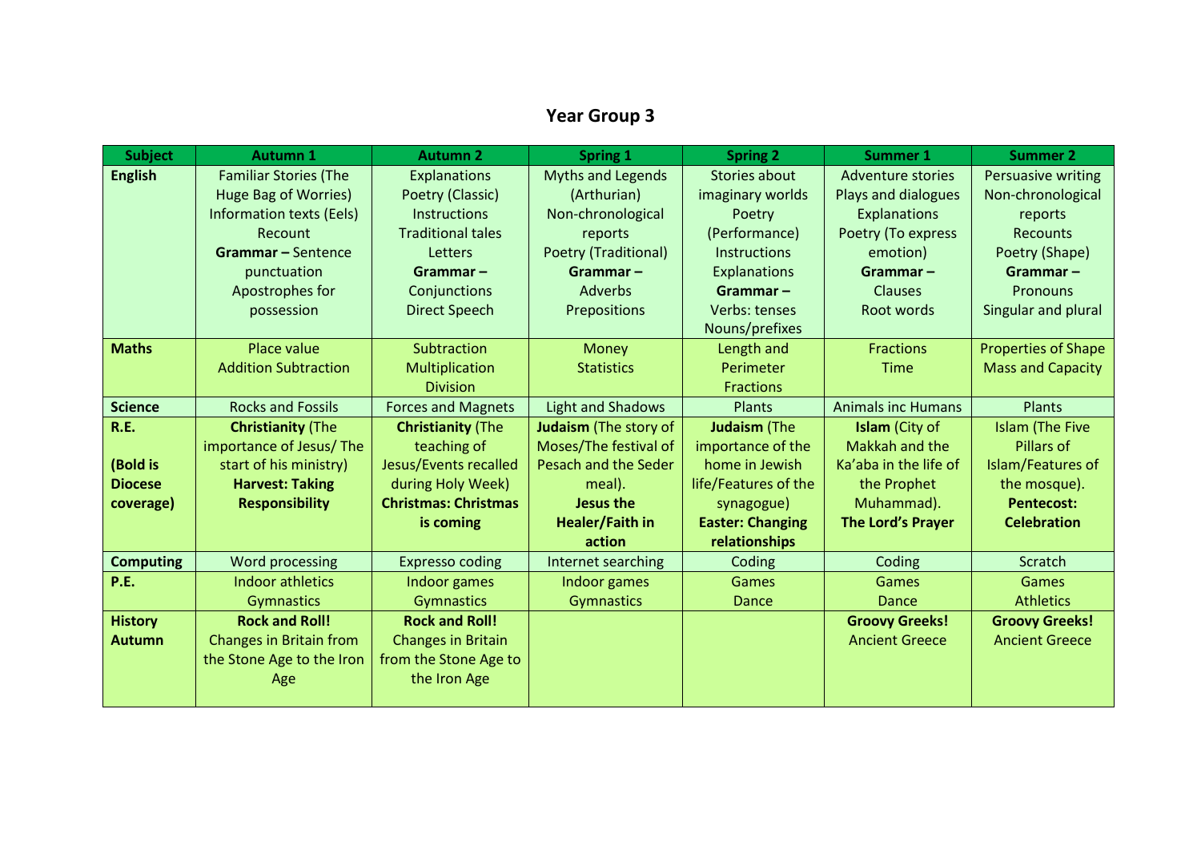# Year Group 3

| Subject | Autumn 1 | Autumn 2 | Spring 1 | Spring 2 | Summer 1 | Summer 2 |
|---|---|---|---|---|---|---|
| **English** | Familiar Stories (The Huge Bag of Worries)<br>Information texts (Eels)<br>Recount<br>**Grammar –** Sentence punctuation<br>Apostrophes for possession | Explanations<br>Poetry (Classic)<br>Instructions<br>Traditional tales<br>Letters<br>**Grammar –**<br>Conjunctions<br>Direct Speech | Myths and Legends (Arthurian)<br>Non-chronological reports<br>Poetry (Traditional)<br>**Grammar –**<br>Adverbs<br>Prepositions | Stories about imaginary worlds<br>Poetry (Performance)<br>Instructions<br>Explanations<br>**Grammar –**<br>Verbs: tenses<br>Nouns/prefixes | Adventure stories<br>Plays and dialogues<br>Explanations<br>Poetry (To express emotion)<br>**Grammar –**<br>Clauses<br>Root words | Persuasive writing<br>Non-chronological reports<br>Recounts<br>Poetry (Shape)<br>**Grammar –**<br>Pronouns<br>Singular and plural |
| **Maths** | Place value<br>Addition Subtraction | Subtraction<br>Multiplication<br>Division | Money<br>Statistics | Length and Perimeter<br>Fractions | Fractions<br>Time | Properties of Shape<br>Mass and Capacity |
| **Science** | Rocks and Fossils | Forces and Magnets | Light and Shadows | Plants | Animals inc Humans | Plants |
| **R.E.**<br><br>**(Bold is Diocese coverage)** | **Christianity** (The importance of Jesus/ The start of his ministry)<br>**Harvest: Taking Responsibility** | **Christianity** (The teaching of Jesus/Events recalled during Holy Week)<br>**Christmas: Christmas is coming** | **Judaism** (The story of Moses/The festival of Pesach and the Seder meal).<br>**Jesus the Healer/Faith in action** | **Judaism** (The importance of the home in Jewish life/Features of the synagogue)<br>**Easter: Changing relationships** | **Islam** (City of Makkah and the Ka'aba in the life of the Prophet Muhammad).<br>**The Lord's Prayer** | Islam (The Five Pillars of Islam/Features of the mosque).<br>**Pentecost: Celebration** |
| **Computing** | Word processing | Expresso coding | Internet searching | Coding | Coding | Scratch |
| **P.E.** | Indoor athletics<br>Gymnastics | Indoor games<br>Gymnastics | Indoor games<br>Gymnastics | Games<br>Dance | Games<br>Dance | Games<br>Athletics |
| **History Autumn** | **Rock and Roll!**<br>Changes in Britain from the Stone Age to the Iron Age | **Rock and Roll!**<br>Changes in Britain from the Stone Age to the Iron Age | | | **Groovy Greeks!**<br>Ancient Greece | **Groovy Greeks!**<br>Ancient Greece |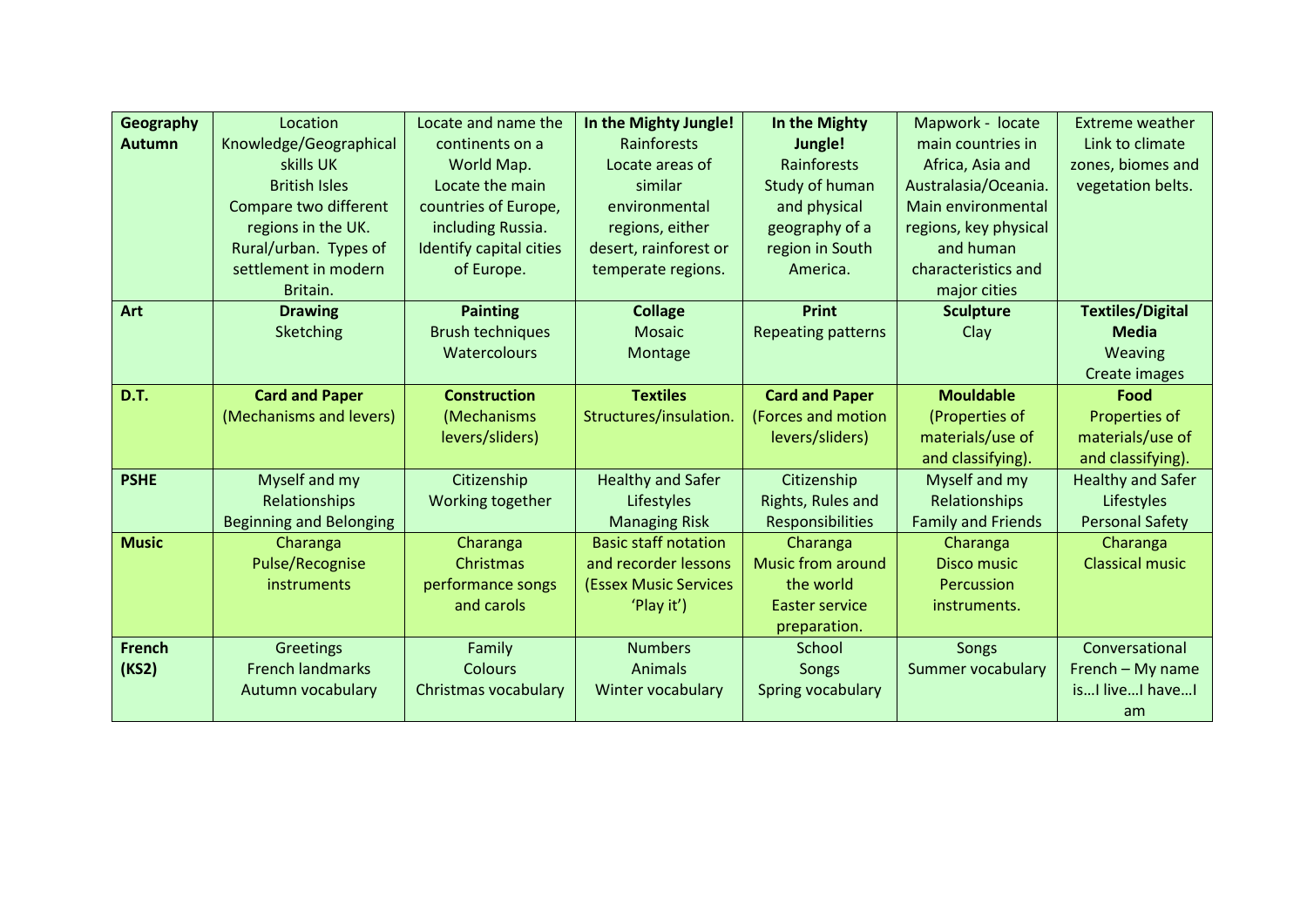| **Geography Autumn** | Location Knowledge/Geographical skills UK British Isles Compare two different regions in the UK. Rural/urban. Types of settlement in modern Britain. | Locate and name the continents on a World Map. Locate the main countries of Europe, including Russia. Identify capital cities of Europe. | **In the Mighty Jungle!** Rainforests Locate areas of similar environmental regions, either desert, rainforest or temperate regions. | **In the Mighty Jungle!** Rainforests Study of human and physical geography of a region in South America. | Mapwork - locate main countries in Africa, Asia and Australasia/Oceania. Main environmental regions, key physical and human characteristics and major cities | Extreme weather Link to climate zones, biomes and vegetation belts. |
|---|---|---|---|---|---|---|
| **Art** | **Drawing** Sketching | **Painting** Brush techniques Watercolours | **Collage** Mosaic Montage | **Print** Repeating patterns | **Sculpture** Clay | **Textiles/Digital Media** Weaving Create images |
| **D.T.** | **Card and Paper** (Mechanisms and levers) | **Construction** (Mechanisms levers/sliders) | **Textiles** Structures/insulation. | **Card and Paper** (Forces and motion levers/sliders) | **Mouldable** (Properties of materials/use of and classifying). | **Food** Properties of materials/use of and classifying). |
| **PSHE** | Myself and my Relationships Beginning and Belonging | Citizenship Working together | Healthy and Safer Lifestyles Managing Risk | Citizenship Rights, Rules and Responsibilities | Myself and my Relationships Family and Friends | Healthy and Safer Lifestyles Personal Safety |
| **Music** | Charanga Pulse/Recognise instruments | Charanga Christmas performance songs and carols | Basic staff notation and recorder lessons (Essex Music Services 'Play it') | Charanga Music from around the world Easter service preparation. | Charanga Disco music Percussion instruments. | Charanga Classical music |
| **French (KS2)** | Greetings French landmarks Autumn vocabulary | Family Colours Christmas vocabulary | Numbers Animals Winter vocabulary | School Songs Spring vocabulary | Songs Summer vocabulary | Conversational French – My name is…I live…I have…I am |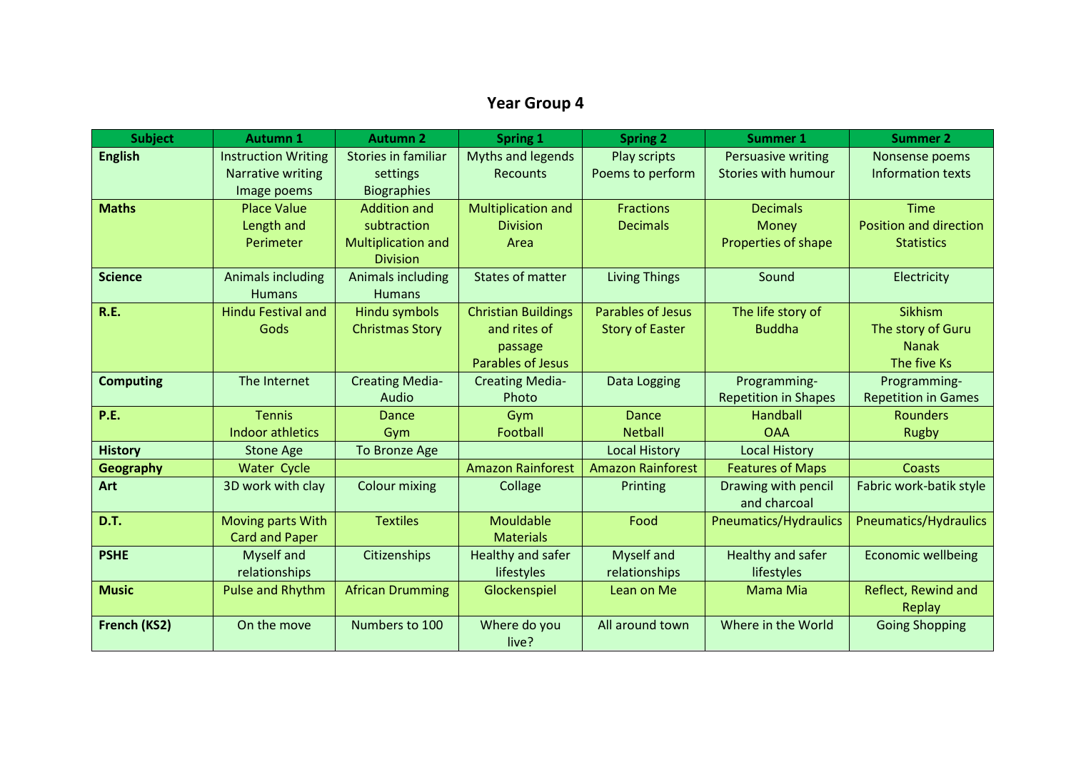# Year Group 4

| Subject | Autumn 1 | Autumn 2 | Spring 1 | Spring 2 | Summer 1 | Summer 2 |
|---|---|---|---|---|---|---|
| **English** | Instruction Writing<br>Narrative writing<br>Image poems | Stories in familiar settings<br>Biographies | Myths and legends<br>Recounts | Play scripts<br>Poems to perform | Persuasive writing<br>Stories with humour | Nonsense poems<br>Information texts |
| **Maths** | Place Value<br>Length and Perimeter | Addition and subtraction<br>Multiplication and Division | Multiplication and Division<br>Area | Fractions<br>Decimals | Decimals<br>Money<br>Properties of shape | Time<br>Position and direction<br>Statistics |
| **Science** | Animals including Humans | Animals including Humans | States of matter | Living Things | Sound | Electricity |
| **R.E.** | Hindu Festival and Gods | Hindu symbols<br>Christmas Story | Christian Buildings and rites of passage<br>Parables of Jesus | Parables of Jesus<br>Story of Easter | The life story of Buddha | Sikhism<br>The story of Guru Nanak<br>The five Ks |
| **Computing** | The Internet | Creating Media-Audio | Creating Media-Photo | Data Logging | Programming-Repetition in Shapes | Programming-Repetition in Games |
| **P.E.** | Tennis<br>Indoor athletics | Dance<br>Gym | Gym<br>Football | Dance<br>Netball | Handball<br>OAA | Rounders<br>Rugby |
| **History** | Stone Age | To Bronze Age | | Local History | Local History | |
| **Geography** | Water Cycle | | Amazon Rainforest | Amazon Rainforest | Features of Maps | Coasts |
| **Art** | 3D work with clay | Colour mixing | Collage | Printing | Drawing with pencil and charcoal | Fabric work-batik style |
| **D.T.** | Moving parts With Card and Paper | Textiles | Mouldable Materials | Food | Pneumatics/Hydraulics | Pneumatics/Hydraulics |
| **PSHE** | Myself and relationships | Citizenships | Healthy and safer lifestyles | Myself and relationships | Healthy and safer lifestyles | Economic wellbeing |
| **Music** | Pulse and Rhythm | African Drumming | Glockenspiel | Lean on Me | Mama Mia | Reflect, Rewind and Replay |
| **French (KS2)** | On the move | Numbers to 100 | Where do you live? | All around town | Where in the World | Going Shopping |